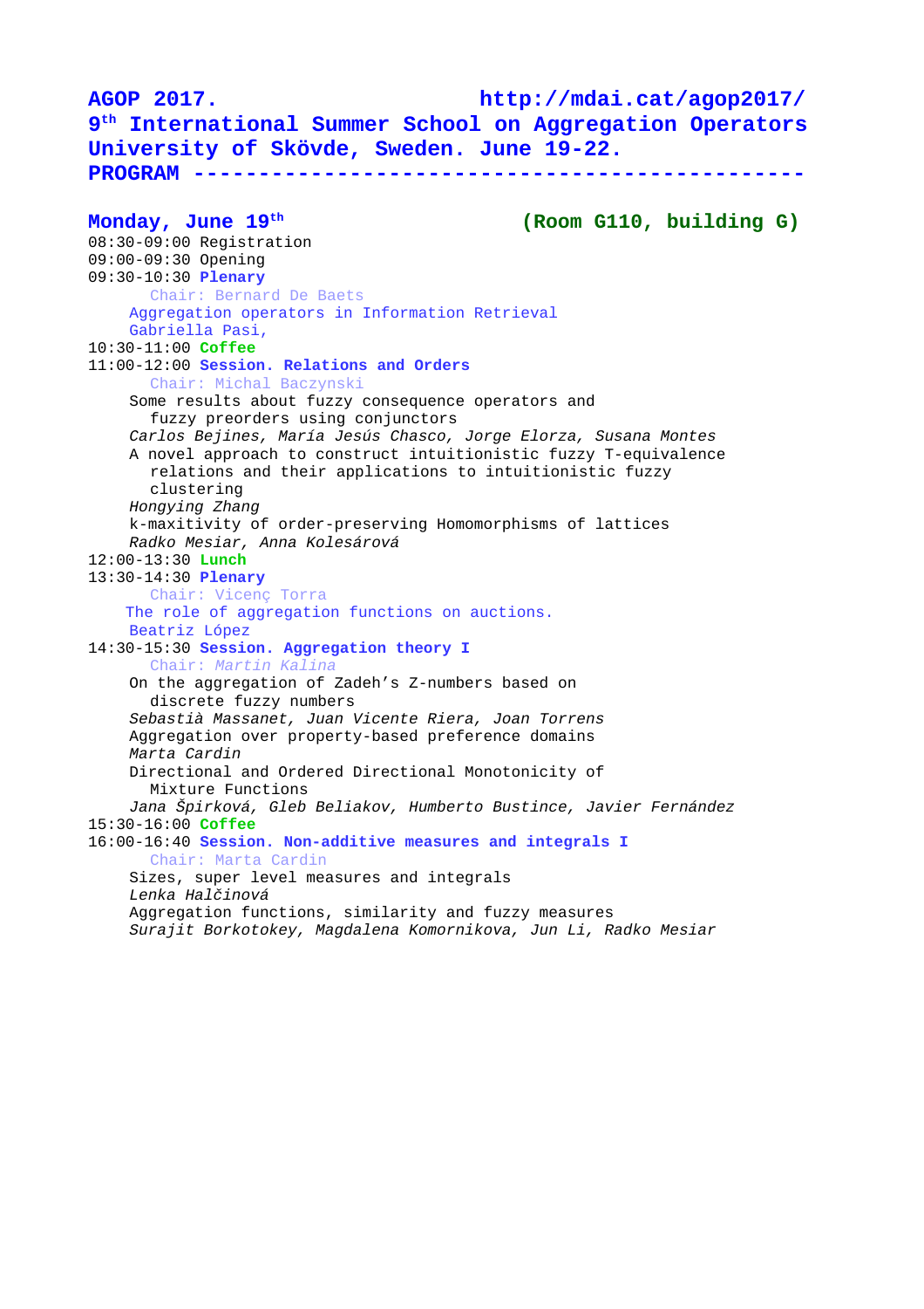# AGOP 2017. http://mdai.cat/agop2017/

## 9th International Summer School on Aggregation Operators

## University of Skövde, Sweden. June 19-22.

## PROGRAM

---

### Monday, June 19th (Room G110, building G)

08:30-09:00 Registration

09:00-09:30 Opening

09:30-10:30 **Plenary**

Chair: Bernard De Baets

Aggregation operators in Information Retrieval

Gabriella Pasi,

10:30-11:00 **Coffee**

11:00-12:00 **Session. Relations and Orders**

Chair: Michal Baczynski

Some results about fuzzy consequence operators and fuzzy preorders using conjunctors

*Carlos Bejines, María Jesús Chasco, Jorge Elorza, Susana Montes*

A novel approach to construct intuitionistic fuzzy T-equivalence relations and their applications to intuitionistic fuzzy clustering

*Hongying Zhang*

k-maxitivity of order-preserving Homomorphisms of lattices

*Radko Mesiar, Anna Kolesárová*

12:00-13:30 **Lunch**

13:30-14:30 **Plenary**

Chair: Vicenç Torra

The role of aggregation functions on auctions.

Beatriz López

14:30-15:30 **Session. Aggregation theory I**

Chair: *Martin Kalina*

On the aggregation of Zadeh's Z-numbers based on discrete fuzzy numbers

*Sebastià Massanet, Juan Vicente Riera, Joan Torrens*

Aggregation over property-based preference domains

*Marta Cardin*

Directional and Ordered Directional Monotonicity of Mixture Functions

*Jana Špirková, Gleb Beliakov, Humberto Bustince, Javier Fernández*

15:30-16:00 **Coffee**

16:00-16:40 **Session. Non-additive measures and integrals I**

Chair: Marta Cardin

Sizes, super level measures and integrals

*Lenka Halčinová*

Aggregation functions, similarity and fuzzy measures

*Surajit Borkotokey, Magdalena Komornikova, Jun Li, Radko Mesiar*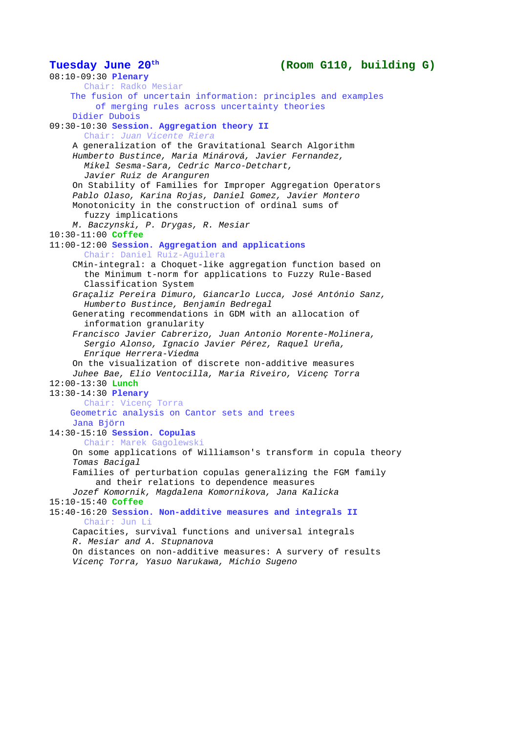## Tuesday June 20th (Room G110, building G)

08:10-09:30 **Plenary**

Chair: Radko Mesiar

The fusion of uncertain information: principles and examples of merging rules across uncertainty theories

Didier Dubois

09:30-10:30 **Session. Aggregation theory II**

Chair: *Juan Vicente Riera*

A generalization of the Gravitational Search Algorithm

*Humberto Bustince, Maria Minárová, Javier Fernandez, Mikel Sesma-Sara, Cedric Marco-Detchart, Javier Ruiz de Aranguren*

On Stability of Families for Improper Aggregation Operators

*Pablo Olaso, Karina Rojas, Daniel Gomez, Javier Montero*

Monotonicity in the construction of ordinal sums of fuzzy implications

*M. Baczynski, P. Drygas, R. Mesiar*

10:30-11:00 **Coffee**

11:00-12:00 **Session. Aggregation and applications**

Chair: Daniel Ruiz-Aguilera

CMin-integral: a Choquet-like aggregation function based on the Minimum t-norm for applications to Fuzzy Rule-Based Classification System

*Graçaliz Pereira Dimuro, Giancarlo Lucca, José António Sanz, Humberto Bustince, Benjamín Bedregal*

Generating recommendations in GDM with an allocation of information granularity

*Francisco Javier Cabrerizo, Juan Antonio Morente-Molinera, Sergio Alonso, Ignacio Javier Pérez, Raquel Ureña, Enrique Herrera-Viedma*

On the visualization of discrete non-additive measures

*Juhee Bae, Elio Ventocilla, Maria Riveiro, Vicenç Torra*

12:00-13:30 **Lunch**

13:30-14:30 **Plenary**

Chair: Vicenç Torra

Geometric analysis on Cantor sets and trees

Jana Björn

14:30-15:10 **Session. Copulas**

Chair: Marek Gagolewski

On some applications of Williamson's transform in copula theory

*Tomas Bacigal*

Families of perturbation copulas generalizing the FGM family and their relations to dependence measures

*Jozef Komornik, Magdalena Komornikova, Jana Kalicka*

15:10-15:40 **Coffee**

15:40-16:20 **Session. Non-additive measures and integrals II**

Chair: Jun Li

Capacities, survival functions and universal integrals

*R. Mesiar and A. Stupnanova*

On distances on non-additive measures: A survery of results

*Vicenç Torra, Yasuo Narukawa, Michio Sugeno*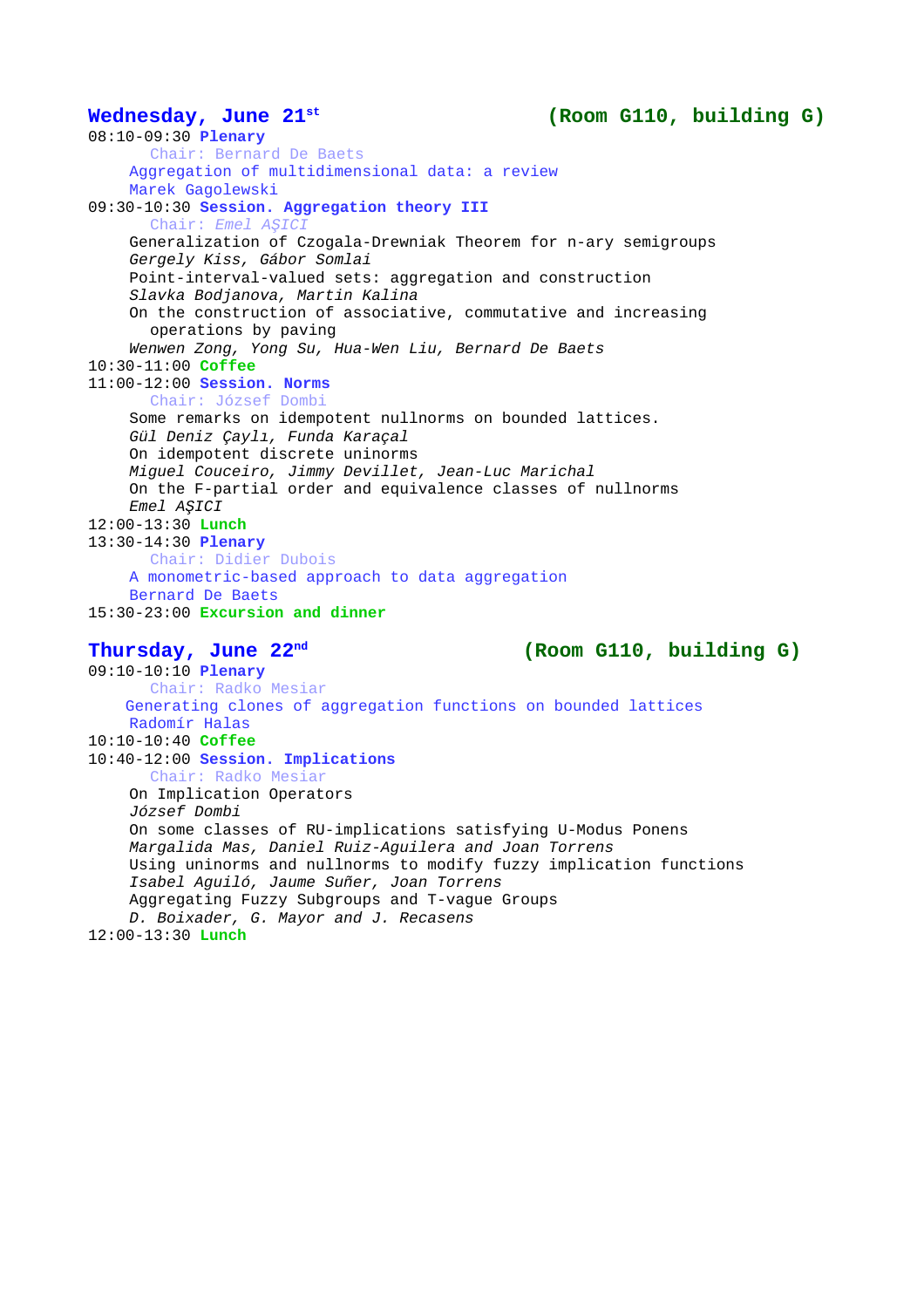## Wednesday, June 21st (Room G110, building G)

08:10-09:30 **Plenary**
Chair: Bernard De Baets
Aggregation of multidimensional data: a review
Marek Gagolewski

09:30-10:30 **Session. Aggregation theory III**
Chair: *Emel AŞICI*
Generalization of Czogala-Drewniak Theorem for n-ary semigroups
*Gergely Kiss, Gábor Somlai*
Point-interval-valued sets: aggregation and construction
*Slavka Bodjanova, Martin Kalina*
On the construction of associative, commutative and increasing operations by paving
*Wenwen Zong, Yong Su, Hua-Wen Liu, Bernard De Baets*

10:30-11:00 **Coffee**

11:00-12:00 **Session. Norms**
Chair: József Dombi
Some remarks on idempotent nullnorms on bounded lattices.
*Gül Deniz Çaylı, Funda Karaçal*
On idempotent discrete uninorms
*Miguel Couceiro, Jimmy Devillet, Jean-Luc Marichal*
On the F-partial order and equivalence classes of nullnorms
*Emel AŞICI*

12:00-13:30 **Lunch**

13:30-14:30 **Plenary**
Chair: Didier Dubois
A monometric-based approach to data aggregation
Bernard De Baets

15:30-23:00 **Excursion and dinner**

## Thursday, June 22nd (Room G110, building G)

09:10-10:10 **Plenary**
Chair: Radko Mesiar
Generating clones of aggregation functions on bounded lattices
Radomír Halas

10:10-10:40 **Coffee**

10:40-12:00 **Session. Implications**
Chair: Radko Mesiar
On Implication Operators
*József Dombi*
On some classes of RU-implications satisfying U-Modus Ponens
*Margalida Mas, Daniel Ruiz-Aguilera and Joan Torrens*
Using uninorms and nullnorms to modify fuzzy implication functions
*Isabel Aguiló, Jaume Suñer, Joan Torrens*
Aggregating Fuzzy Subgroups and T-vague Groups
*D. Boixader, G. Mayor and J. Recasens*

12:00-13:30 **Lunch**